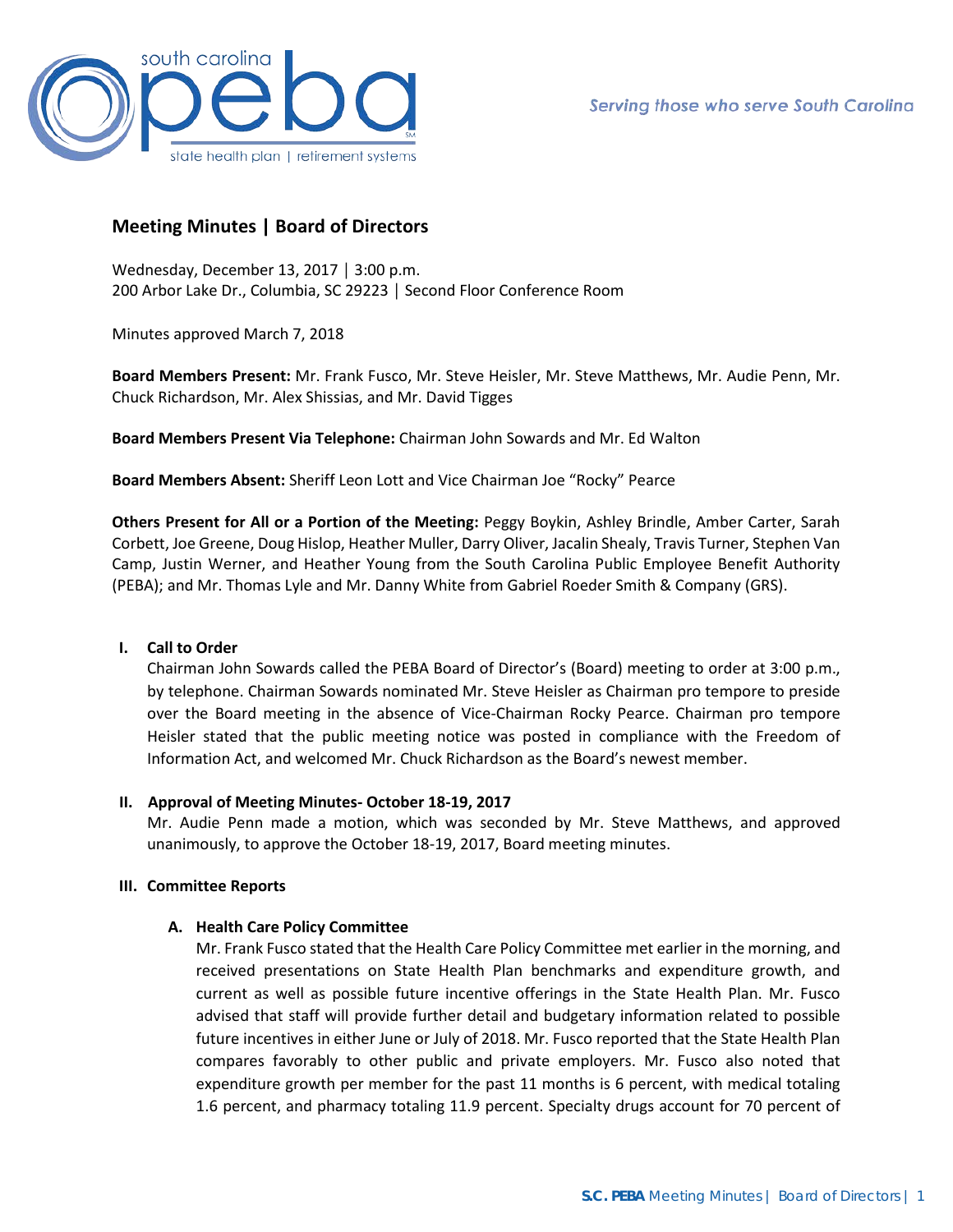Serving those who serve South Carolina

# Meeting Minutes | Board of Directors

Wednesday, December 13, 2017 │ 3:00 p.m.
200 Arbor Lake Dr., Columbia, SC 29223 │ Second Floor Conference Room

Minutes approved March 7, 2018

**Board Members Present:** Mr. Frank Fusco, Mr. Steve Heisler, Mr. Steve Matthews, Mr. Audie Penn, Mr. Chuck Richardson, Mr. Alex Shissias, and Mr. David Tigges

**Board Members Present Via Telephone:** Chairman John Sowards and Mr. Ed Walton

**Board Members Absent:** Sheriff Leon Lott and Vice Chairman Joe "Rocky" Pearce

**Others Present for All or a Portion of the Meeting:** Peggy Boykin, Ashley Brindle, Amber Carter, Sarah Corbett, Joe Greene, Doug Hislop, Heather Muller, Darry Oliver, Jacalin Shealy, Travis Turner, Stephen Van Camp, Justin Werner, and Heather Young from the South Carolina Public Employee Benefit Authority (PEBA); and Mr. Thomas Lyle and Mr. Danny White from Gabriel Roeder Smith & Company (GRS).

## I. Call to Order

Chairman John Sowards called the PEBA Board of Director's (Board) meeting to order at 3:00 p.m., by telephone. Chairman Sowards nominated Mr. Steve Heisler as Chairman pro tempore to preside over the Board meeting in the absence of Vice-Chairman Rocky Pearce. Chairman pro tempore Heisler stated that the public meeting notice was posted in compliance with the Freedom of Information Act, and welcomed Mr. Chuck Richardson as the Board's newest member.

## II. Approval of Meeting Minutes- October 18-19, 2017

Mr. Audie Penn made a motion, which was seconded by Mr. Steve Matthews, and approved unanimously, to approve the October 18-19, 2017, Board meeting minutes.

## III. Committee Reports

### A. Health Care Policy Committee

Mr. Frank Fusco stated that the Health Care Policy Committee met earlier in the morning, and received presentations on State Health Plan benchmarks and expenditure growth, and current as well as possible future incentive offerings in the State Health Plan. Mr. Fusco advised that staff will provide further detail and budgetary information related to possible future incentives in either June or July of 2018. Mr. Fusco reported that the State Health Plan compares favorably to other public and private employers. Mr. Fusco also noted that expenditure growth per member for the past 11 months is 6 percent, with medical totaling 1.6 percent, and pharmacy totaling 11.9 percent. Specialty drugs account for 70 percent of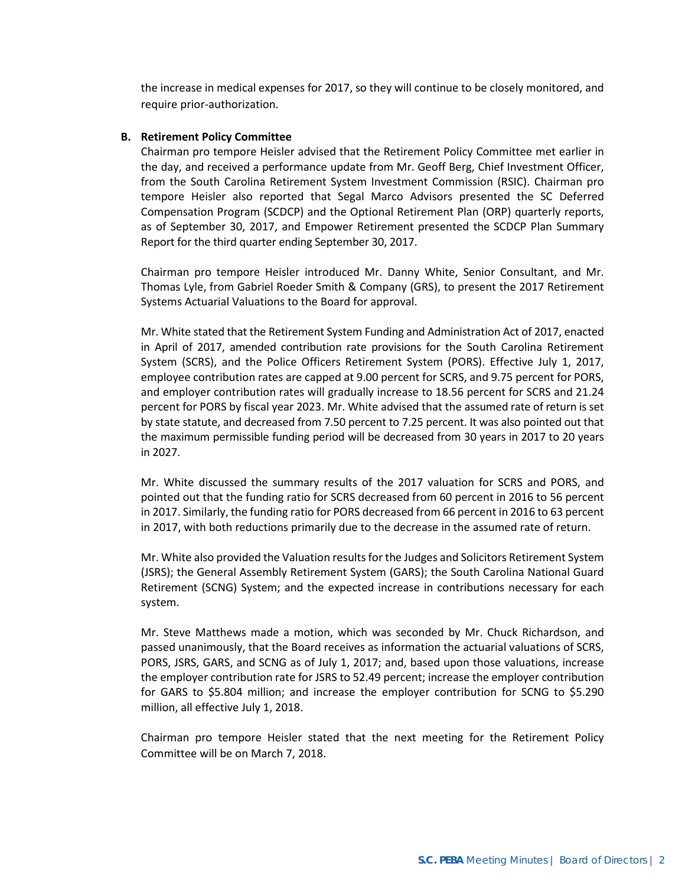the increase in medical expenses for 2017, so they will continue to be closely monitored, and require prior-authorization.

**B. Retirement Policy Committee**

Chairman pro tempore Heisler advised that the Retirement Policy Committee met earlier in the day, and received a performance update from Mr. Geoff Berg, Chief Investment Officer, from the South Carolina Retirement System Investment Commission (RSIC). Chairman pro tempore Heisler also reported that Segal Marco Advisors presented the SC Deferred Compensation Program (SCDCP) and the Optional Retirement Plan (ORP) quarterly reports, as of September 30, 2017, and Empower Retirement presented the SCDCP Plan Summary Report for the third quarter ending September 30, 2017.

Chairman pro tempore Heisler introduced Mr. Danny White, Senior Consultant, and Mr. Thomas Lyle, from Gabriel Roeder Smith & Company (GRS), to present the 2017 Retirement Systems Actuarial Valuations to the Board for approval.

Mr. White stated that the Retirement System Funding and Administration Act of 2017, enacted in April of 2017, amended contribution rate provisions for the South Carolina Retirement System (SCRS), and the Police Officers Retirement System (PORS). Effective July 1, 2017, employee contribution rates are capped at 9.00 percent for SCRS, and 9.75 percent for PORS, and employer contribution rates will gradually increase to 18.56 percent for SCRS and 21.24 percent for PORS by fiscal year 2023. Mr. White advised that the assumed rate of return is set by state statute, and decreased from 7.50 percent to 7.25 percent. It was also pointed out that the maximum permissible funding period will be decreased from 30 years in 2017 to 20 years in 2027.

Mr. White discussed the summary results of the 2017 valuation for SCRS and PORS, and pointed out that the funding ratio for SCRS decreased from 60 percent in 2016 to 56 percent in 2017. Similarly, the funding ratio for PORS decreased from 66 percent in 2016 to 63 percent in 2017, with both reductions primarily due to the decrease in the assumed rate of return.

Mr. White also provided the Valuation results for the Judges and Solicitors Retirement System (JSRS); the General Assembly Retirement System (GARS); the South Carolina National Guard Retirement (SCNG) System; and the expected increase in contributions necessary for each system.

Mr. Steve Matthews made a motion, which was seconded by Mr. Chuck Richardson, and passed unanimously, that the Board receives as information the actuarial valuations of SCRS, PORS, JSRS, GARS, and SCNG as of July 1, 2017; and, based upon those valuations, increase the employer contribution rate for JSRS to 52.49 percent; increase the employer contribution for GARS to $5.804 million; and increase the employer contribution for SCNG to $5.290 million, all effective July 1, 2018.

Chairman pro tempore Heisler stated that the next meeting for the Retirement Policy Committee will be on March 7, 2018.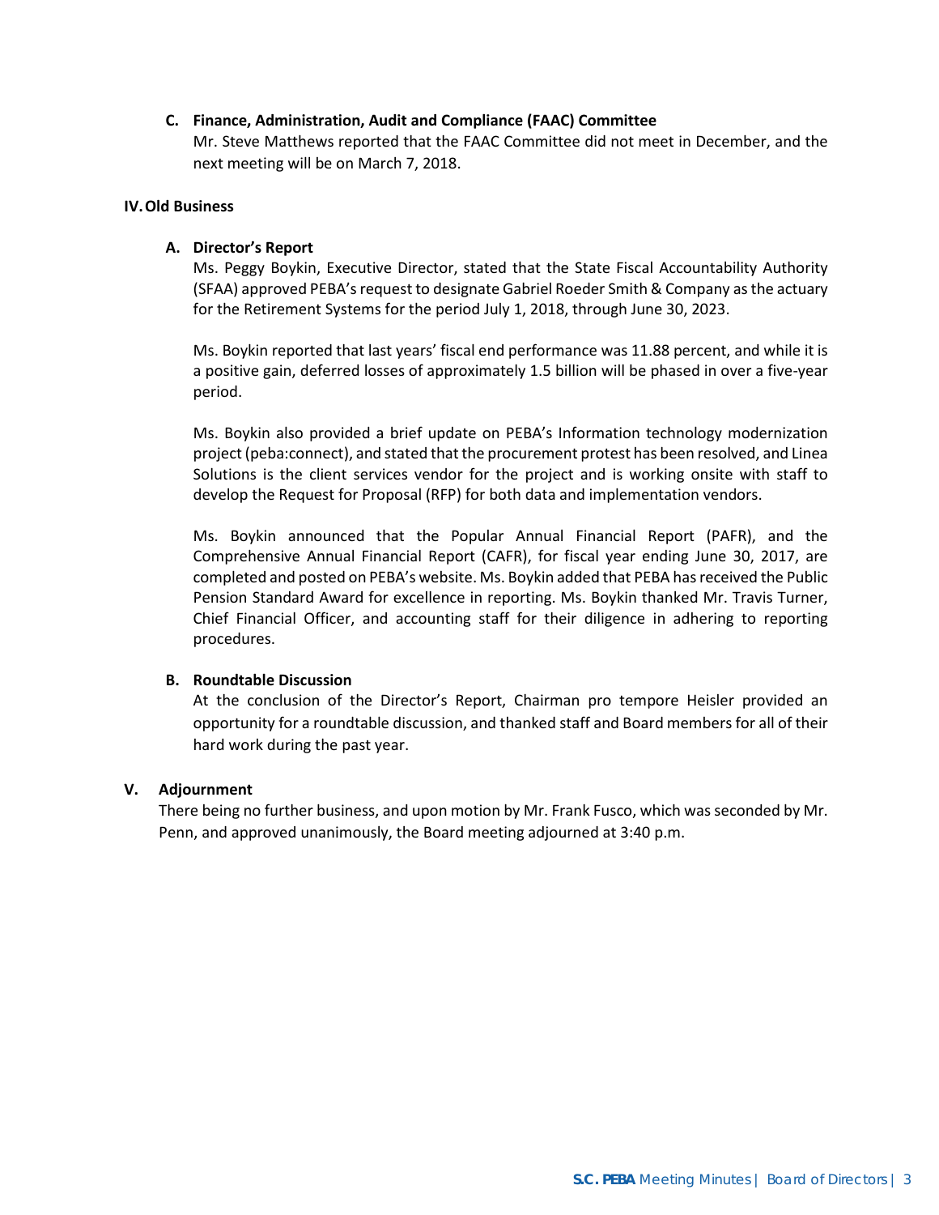### C. Finance, Administration, Audit and Compliance (FAAC) Committee

Mr. Steve Matthews reported that the FAAC Committee did not meet in December, and the next meeting will be on March 7, 2018.

## IV. Old Business

### A. Director's Report

Ms. Peggy Boykin, Executive Director, stated that the State Fiscal Accountability Authority (SFAA) approved PEBA's request to designate Gabriel Roeder Smith & Company as the actuary for the Retirement Systems for the period July 1, 2018, through June 30, 2023.

Ms. Boykin reported that last years' fiscal end performance was 11.88 percent, and while it is a positive gain, deferred losses of approximately 1.5 billion will be phased in over a five-year period.

Ms. Boykin also provided a brief update on PEBA's Information technology modernization project (peba:connect), and stated that the procurement protest has been resolved, and Linea Solutions is the client services vendor for the project and is working onsite with staff to develop the Request for Proposal (RFP) for both data and implementation vendors.

Ms. Boykin announced that the Popular Annual Financial Report (PAFR), and the Comprehensive Annual Financial Report (CAFR), for fiscal year ending June 30, 2017, are completed and posted on PEBA's website. Ms. Boykin added that PEBA has received the Public Pension Standard Award for excellence in reporting. Ms. Boykin thanked Mr. Travis Turner, Chief Financial Officer, and accounting staff for their diligence in adhering to reporting procedures.

### B. Roundtable Discussion

At the conclusion of the Director's Report, Chairman pro tempore Heisler provided an opportunity for a roundtable discussion, and thanked staff and Board members for all of their hard work during the past year.

## V. Adjournment

There being no further business, and upon motion by Mr. Frank Fusco, which was seconded by Mr. Penn, and approved unanimously, the Board meeting adjourned at 3:40 p.m.